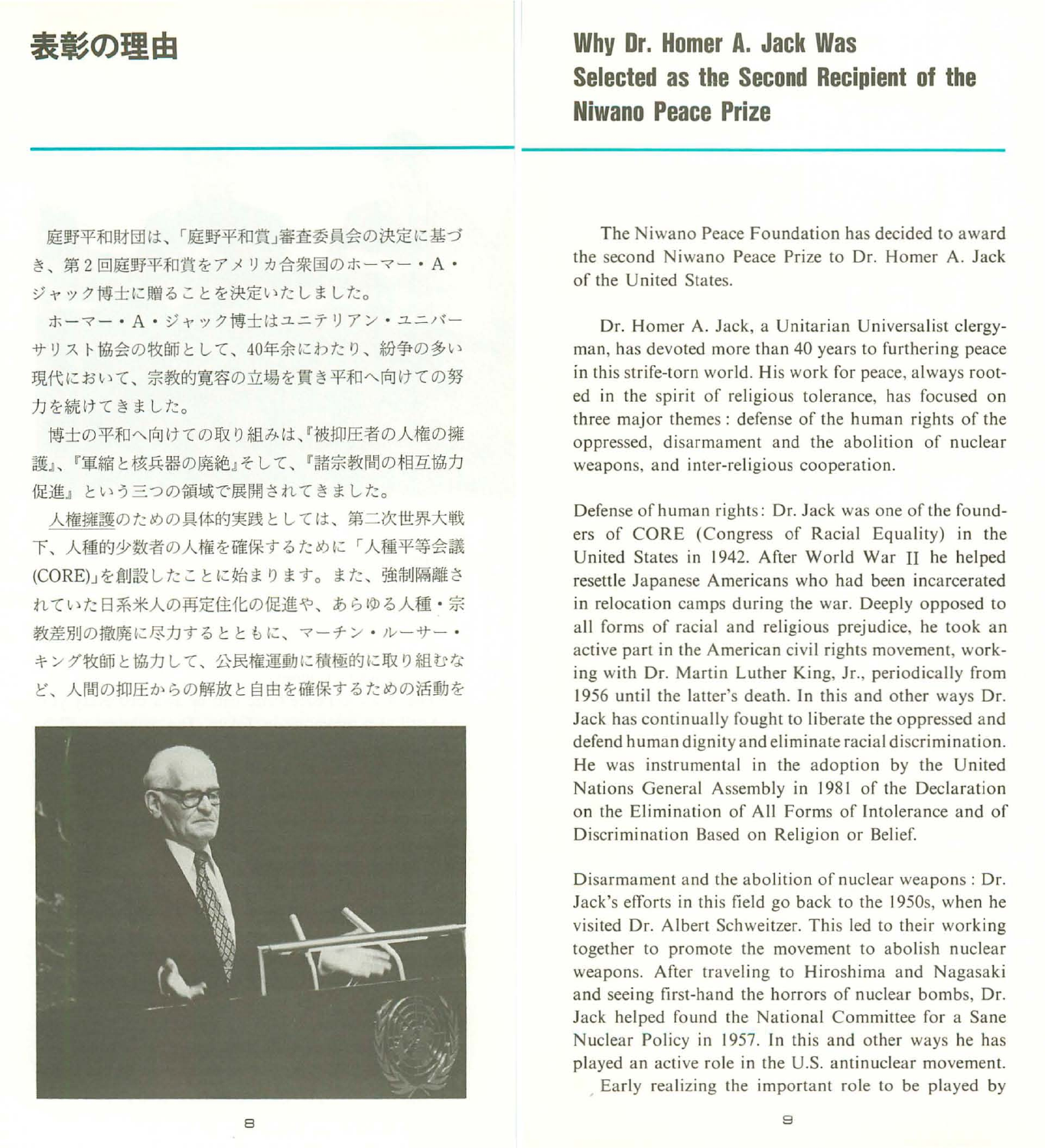# 表彰の理由

庭野平和財団は、「庭野平和賞」審査委員会の決定に基づき、第２回庭野平和賞をアメリカ合衆国のホーマー・Ａ・ジャック博士に贈ることを決定いたしました。

ホーマー・Ａ・ジャック博士はユニテリアン・ユニバーサリスト協会の牧師として、40年余にわたり、紛争の多い現代において、宗教的寛容の立場を貫き平和へ向けての努力を続けてきました。

博士の平和へ向けての取り組みは、『被抑圧者の人権の擁護』、『軍縮と核兵器の廃絶』そして、『諸宗教間の相互協力促進』という三つの領域で展開されてきました。

人権擁護のための具体的実践としては、第二次世界大戦下、人種的少数者の人権を確保するために「人種平等会議(CORE)」を創設したことに始まります。また、強制隔離されていた日系米人の再定住化の促進や、あらゆる人種・宗教差別の撤廃に尽力するとともに、マーチン・ルーサー・キング牧師と協力して、公民権運動に積極的に取り組むなど、人間の抑圧からの解放と自由を確保するための活動を

# Why Dr. Homer A. Jack Was Selected as the Second Recipient of the Niwano Peace Prize

The Niwano Peace Foundation has decided to award the second Niwano Peace Prize to Dr. Homer A. Jack of the United States.

Dr. Homer A. Jack, a Unitarian Universalist clergyman, has devoted more than 40 years to furthering peace in this strife-torn world. His work for peace, always rooted in the spirit of religious tolerance, has focused on three major themes: defense of the human rights of the oppressed, disarmament and the abolition of nuclear weapons, and inter-religious cooperation.

Defense of human rights: Dr. Jack was one of the founders of CORE (Congress of Racial Equality) in the United States in 1942. After World War II he helped resettle Japanese Americans who had been incarcerated in relocation camps during the war. Deeply opposed to all forms of racial and religious prejudice, he took an active part in the American civil rights movement, working with Dr. Martin Luther King, Jr., periodically from 1956 until the latter's death. In this and other ways Dr. Jack has continually fought to liberate the oppressed and defend human dignity and eliminate racial discrimination. He was instrumental in the adoption by the United Nations General Assembly in 1981 of the Declaration on the Elimination of All Forms of Intolerance and of Discrimination Based on Religion or Belief.

Disarmament and the abolition of nuclear weapons: Dr. Jack's efforts in this field go back to the 1950s, when he visited Dr. Albert Schweitzer. This led to their working together to promote the movement to abolish nuclear weapons. After traveling to Hiroshima and Nagasaki and seeing first-hand the horrors of nuclear bombs, Dr. Jack helped found the National Committee for a Sane Nuclear Policy in 1957. In this and other ways he has played an active role in the U.S. antinuclear movement.

Early realizing the important role to be played by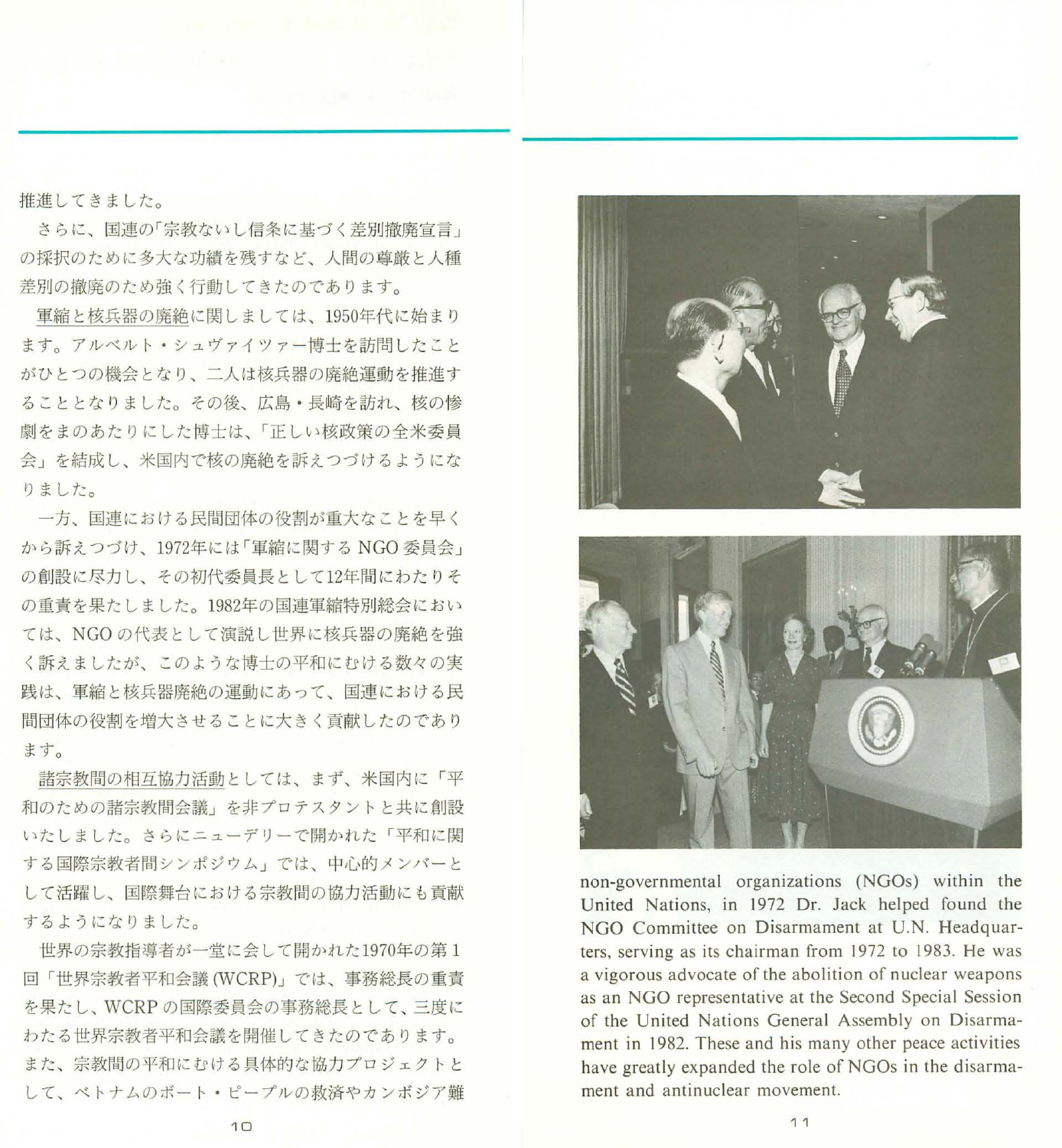推進してきました。

さらに、国連の「宗教ないし信条に基づく差別撤廃宣言」の採択のために多大な功績を残すなど、人間の尊厳と人種差別の撤廃のため強く行動してきたのであります。

軍縮と核兵器の廃絶に関しましては、1950年代に始まります。アルベルト・シュヴァイツァー博士を訪問したことがひとつの機会となり、二人は核兵器の廃絶運動を推進することとなりました。その後、広島・長崎を訪れ、核の惨劇をまのあたりにした博士は、「正しい核政策の全米委員会」を結成し、米国内で核の廃絶を訴えつづけるようになりました。

一方、国連における民間団体の役割が重大なことを早くから訴えつづけ、1972年には「軍縮に関するNGO委員会」の創設に尽力し、その初代委員長として12年間にわたりその重責を果たしました。1982年の国連軍縮特別総会においては、NGOの代表として演説し世界に核兵器の廃絶を強く訴えましたが、このような博士の平和にむける数々の実践は、軍縮と核兵器廃絶の運動にあって、国連における民間団体の役割を増大させることに大きく貢献したのであります。

諸宗教間の相互協力活動としては、まず、米国内に「平和のための諸宗教間会議」を非プロテスタントと共に創設いたしました。さらにニューデリーで開かれた「平和に関する国際宗教者間シンポジウム」では、中心的メンバーとして活躍し、国際舞台における宗教間の協力活動にも貢献するようになりました。

世界の宗教指導者が一堂に会して開かれた1970年の第1回「世界宗教者平和会議(WCRP)」では、事務総長の重責を果たし、WCRPの国際委員会の事務総長として、三度にわたる世界宗教者平和会議を開催してきたのであります。また、宗教間の平和にむける具体的な協力プロジェクトとして、ベトナムのボート・ピープルの救済やカンボジア難

non-governmental organizations (NGOs) within the United Nations, in 1972 Dr. Jack helped found the NGO Committee on Disarmament at U.N. Headquarters, serving as its chairman from 1972 to 1983. He was a vigorous advocate of the abolition of nuclear weapons as an NGO representative at the Second Special Session of the United Nations General Assembly on Disarmament in 1982. These and his many other peace activities have greatly expanded the role of NGOs in the disarmament and antinuclear movement.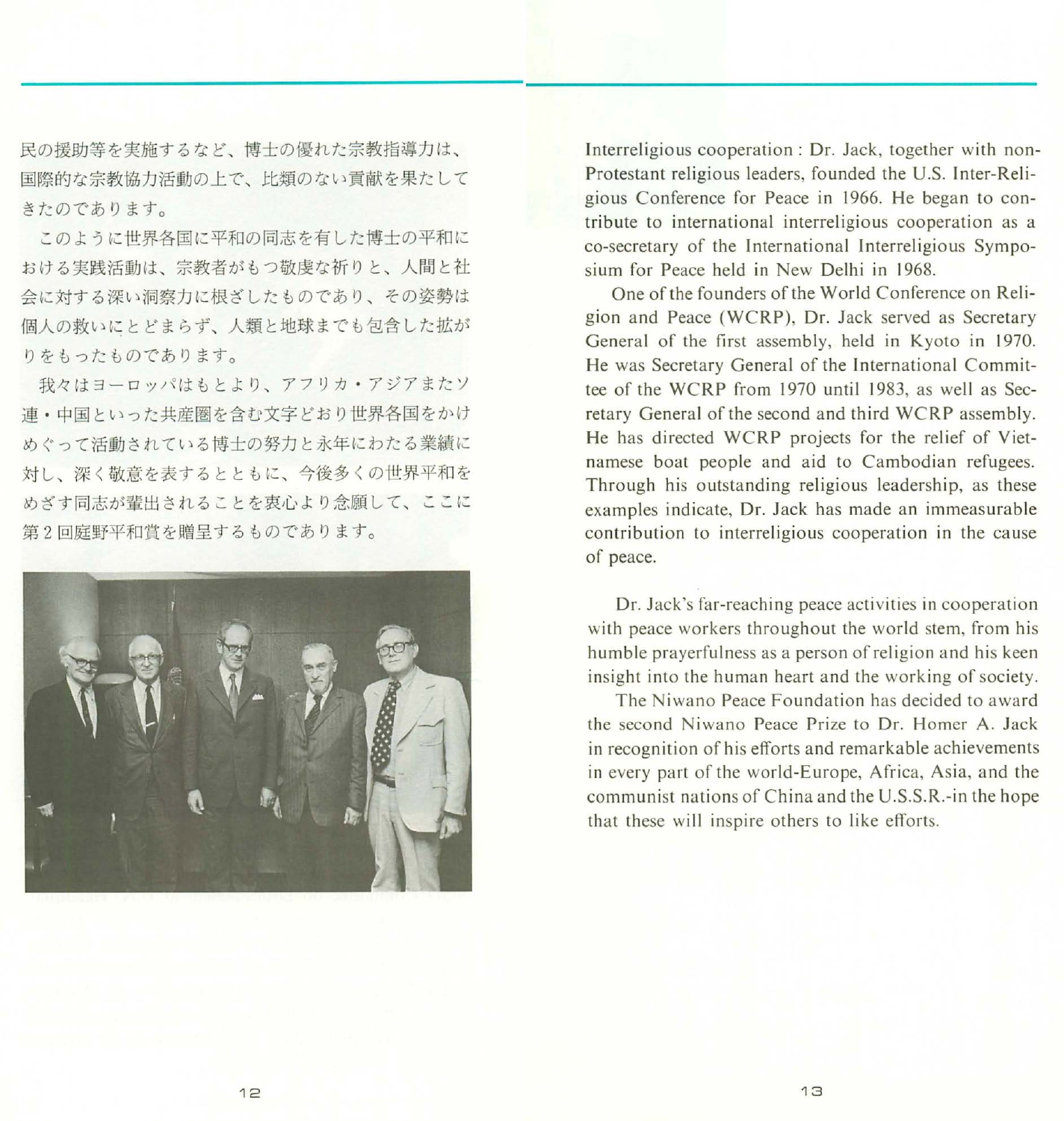民の援助等を実施するなど、博士の優れた宗教指導力は、国際的な宗教協力活動の上で、比類のない貢献を果たしてきたのであります。

このように世界各国に平和の同志を有した博士の平和における実践活動は、宗教者がもつ敬虔な祈りと、人間と社会に対する深い洞察力に根ざしたものであり、その姿勢は個人の救いにとどまらず、人類と地球までも包含した拡がりをもったものであります。

我々はヨーロッパはもとより、アフリカ・アジアまたソ連・中国といった共産圏を含む文字どおり世界各国をかけめぐって活動されている博士の努力と永年にわたる業績に対し、深く敬意を表するとともに、今後多くの世界平和をめざす同志が輩出されることを衷心より念願して、ここに第2回庭野平和賞を贈呈するものであります。

Interreligious cooperation : Dr. Jack, together with non-Protestant religious leaders, founded the U.S. Inter-Religious Conference for Peace in 1966. He began to contribute to international interreligious cooperation as a co-secretary of the International Interreligious Symposium for Peace held in New Delhi in 1968.

One of the founders of the World Conference on Religion and Peace (WCRP), Dr. Jack served as Secretary General of the first assembly, held in Kyoto in 1970. He was Secretary General of the International Committee of the WCRP from 1970 until 1983, as well as Secretary General of the second and third WCRP assembly. He has directed WCRP projects for the relief of Vietnamese boat people and aid to Cambodian refugees. Through his outstanding religious leadership, as these examples indicate, Dr. Jack has made an immeasurable contribution to interreligious cooperation in the cause of peace.

Dr. Jack's far-reaching peace activities in cooperation with peace workers throughout the world stem, from his humble prayerfulness as a person of religion and his keen insight into the human heart and the working of society.

The Niwano Peace Foundation has decided to award the second Niwano Peace Prize to Dr. Homer A. Jack in recognition of his efforts and remarkable achievements in every part of the world-Europe, Africa, Asia, and the communist nations of China and the U.S.S.R.-in the hope that these will inspire others to like efforts.